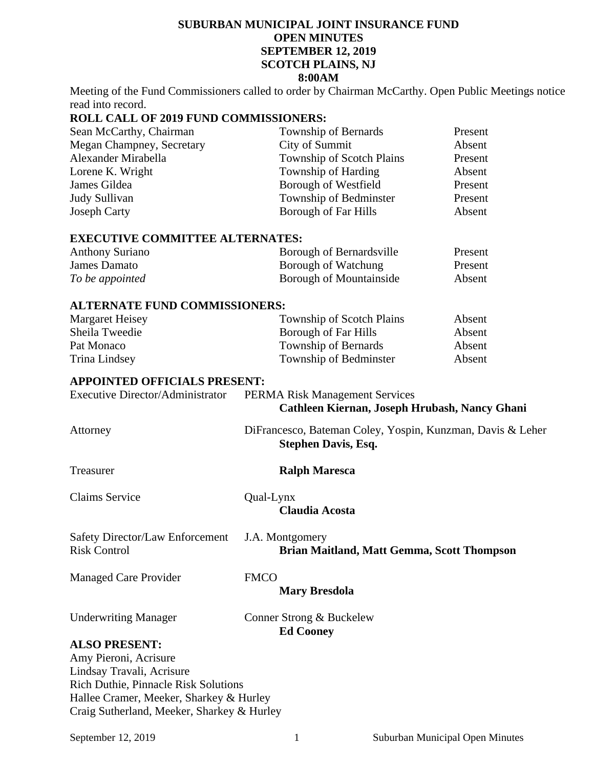# SUBURBAN MUNICIPAL JOINT INSURANCE FUND
## OPEN MINUTES
## SEPTEMBER 12, 2019
## SCOTCH PLAINS, NJ
## 8:00AM

Meeting of the Fund Commissioners called to order by Chairman McCarthy. Open Public Meetings notice read into record.

**ROLL CALL OF 2019 FUND COMMISSIONERS:**

| | | |
|---|---|---|
| Sean McCarthy, Chairman | Township of Bernards | Present |
| Megan Champney, Secretary | City of Summit | Absent |
| Alexander Mirabella | Township of Scotch Plains | Present |
| Lorene K. Wright | Township of Harding | Absent |
| James Gildea | Borough of Westfield | Present |
| Judy Sullivan | Township of Bedminster | Present |
| Joseph Carty | Borough of Far Hills | Absent |

**EXECUTIVE COMMITTEE ALTERNATES:**

| | | |
|---|---|---|
| Anthony Suriano | Borough of Bernardsville | Present |
| James Damato | Borough of Watchung | Present |
| *To be appointed* | Borough of Mountainside | Absent |

**ALTERNATE FUND COMMISSIONERS:**

| | | |
|---|---|---|
| Margaret Heisey | Township of Scotch Plains | Absent |
| Sheila Tweedie | Borough of Far Hills | Absent |
| Pat Monaco | Township of Bernards | Absent |
| Trina Lindsey | Township of Bedminster | Absent |

**APPOINTED OFFICIALS PRESENT:**

Executive Director/Administrator — PERMA Risk Management Services
**Cathleen Kiernan, Joseph Hrubash, Nancy Ghani**

Attorney — DiFrancesco, Bateman Coley, Yospin, Kunzman, Davis & Leher
**Stephen Davis, Esq.**

Treasurer — **Ralph Maresca**

Claims Service — Qual-Lynx
**Claudia Acosta**

Safety Director/Law Enforcement Risk Control — J.A. Montgomery
**Brian Maitland, Matt Gemma, Scott Thompson**

Managed Care Provider — FMCO
**Mary Bresdola**

Underwriting Manager — Conner Strong & Buckelew
**Ed Cooney**

**ALSO PRESENT:**

Amy Pieroni, Acrisure
Lindsay Travali, Acrisure
Rich Duthie, Pinnacle Risk Solutions
Hallee Cramer, Meeker, Sharkey & Hurley
Craig Sutherland, Meeker, Sharkey & Hurley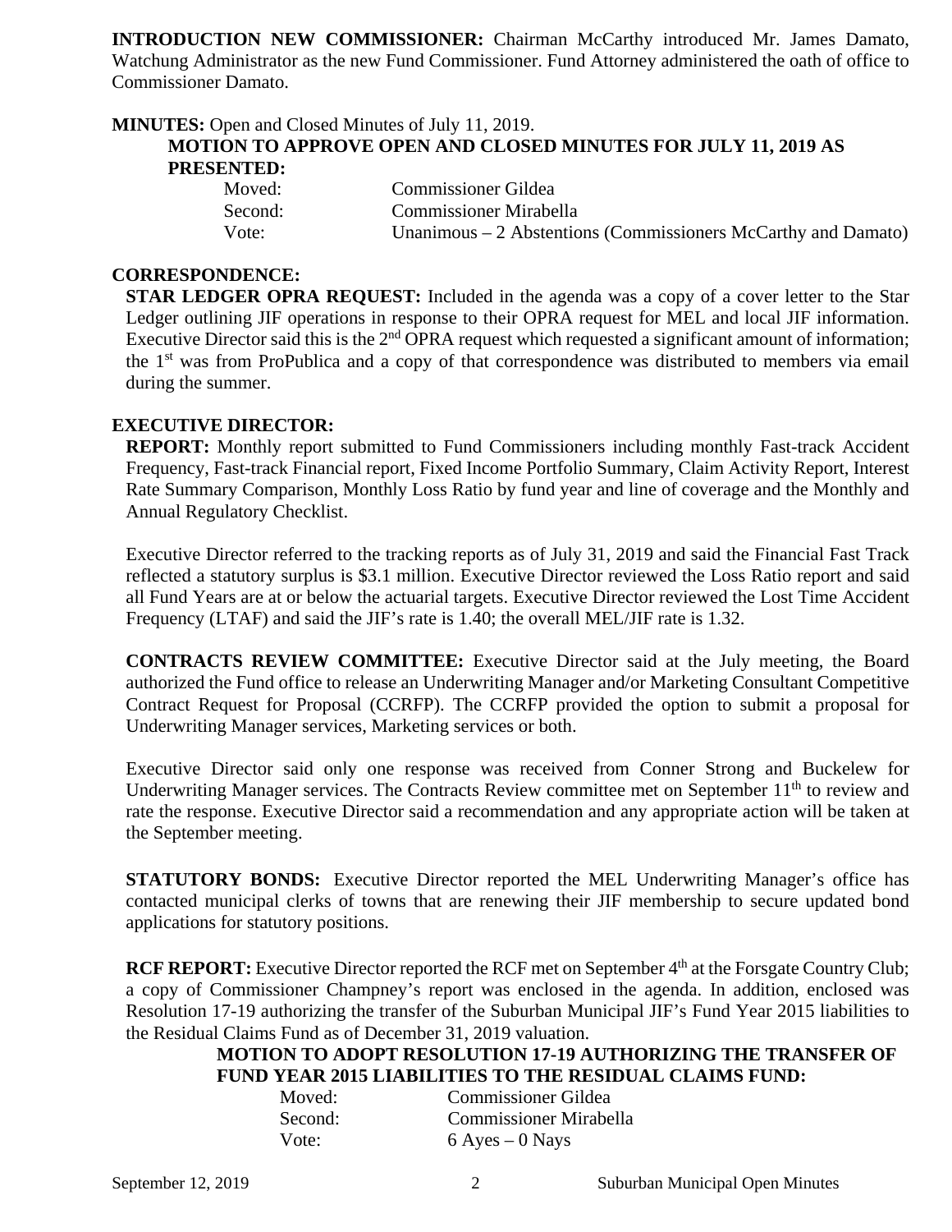**INTRODUCTION NEW COMMISSIONER:** Chairman McCarthy introduced Mr. James Damato, Watchung Administrator as the new Fund Commissioner. Fund Attorney administered the oath of office to Commissioner Damato.

**MINUTES:** Open and Closed Minutes of July 11, 2019.

**MOTION TO APPROVE OPEN AND CLOSED MINUTES FOR JULY 11, 2019 AS PRESENTED:**

Moved: Commissioner Gildea
Second: Commissioner Mirabella
Vote: Unanimous – 2 Abstentions (Commissioners McCarthy and Damato)

**CORRESPONDENCE:**

**STAR LEDGER OPRA REQUEST:** Included in the agenda was a copy of a cover letter to the Star Ledger outlining JIF operations in response to their OPRA request for MEL and local JIF information. Executive Director said this is the 2nd OPRA request which requested a significant amount of information; the 1st was from ProPublica and a copy of that correspondence was distributed to members via email during the summer.

**EXECUTIVE DIRECTOR:**

**REPORT:** Monthly report submitted to Fund Commissioners including monthly Fast-track Accident Frequency, Fast-track Financial report, Fixed Income Portfolio Summary, Claim Activity Report, Interest Rate Summary Comparison, Monthly Loss Ratio by fund year and line of coverage and the Monthly and Annual Regulatory Checklist.

Executive Director referred to the tracking reports as of July 31, 2019 and said the Financial Fast Track reflected a statutory surplus is $3.1 million. Executive Director reviewed the Loss Ratio report and said all Fund Years are at or below the actuarial targets. Executive Director reviewed the Lost Time Accident Frequency (LTAF) and said the JIF's rate is 1.40; the overall MEL/JIF rate is 1.32.

**CONTRACTS REVIEW COMMITTEE:** Executive Director said at the July meeting, the Board authorized the Fund office to release an Underwriting Manager and/or Marketing Consultant Competitive Contract Request for Proposal (CCRFP). The CCRFP provided the option to submit a proposal for Underwriting Manager services, Marketing services or both.

Executive Director said only one response was received from Conner Strong and Buckelew for Underwriting Manager services. The Contracts Review committee met on September 11th to review and rate the response. Executive Director said a recommendation and any appropriate action will be taken at the September meeting.

**STATUTORY BONDS:** Executive Director reported the MEL Underwriting Manager's office has contacted municipal clerks of towns that are renewing their JIF membership to secure updated bond applications for statutory positions.

**RCF REPORT:** Executive Director reported the RCF met on September 4th at the Forsgate Country Club; a copy of Commissioner Champney's report was enclosed in the agenda. In addition, enclosed was Resolution 17-19 authorizing the transfer of the Suburban Municipal JIF's Fund Year 2015 liabilities to the Residual Claims Fund as of December 31, 2019 valuation.

**MOTION TO ADOPT RESOLUTION 17-19 AUTHORIZING THE TRANSFER OF FUND YEAR 2015 LIABILITIES TO THE RESIDUAL CLAIMS FUND:**

Moved: Commissioner Gildea
Second: Commissioner Mirabella
Vote: 6 Ayes – 0 Nays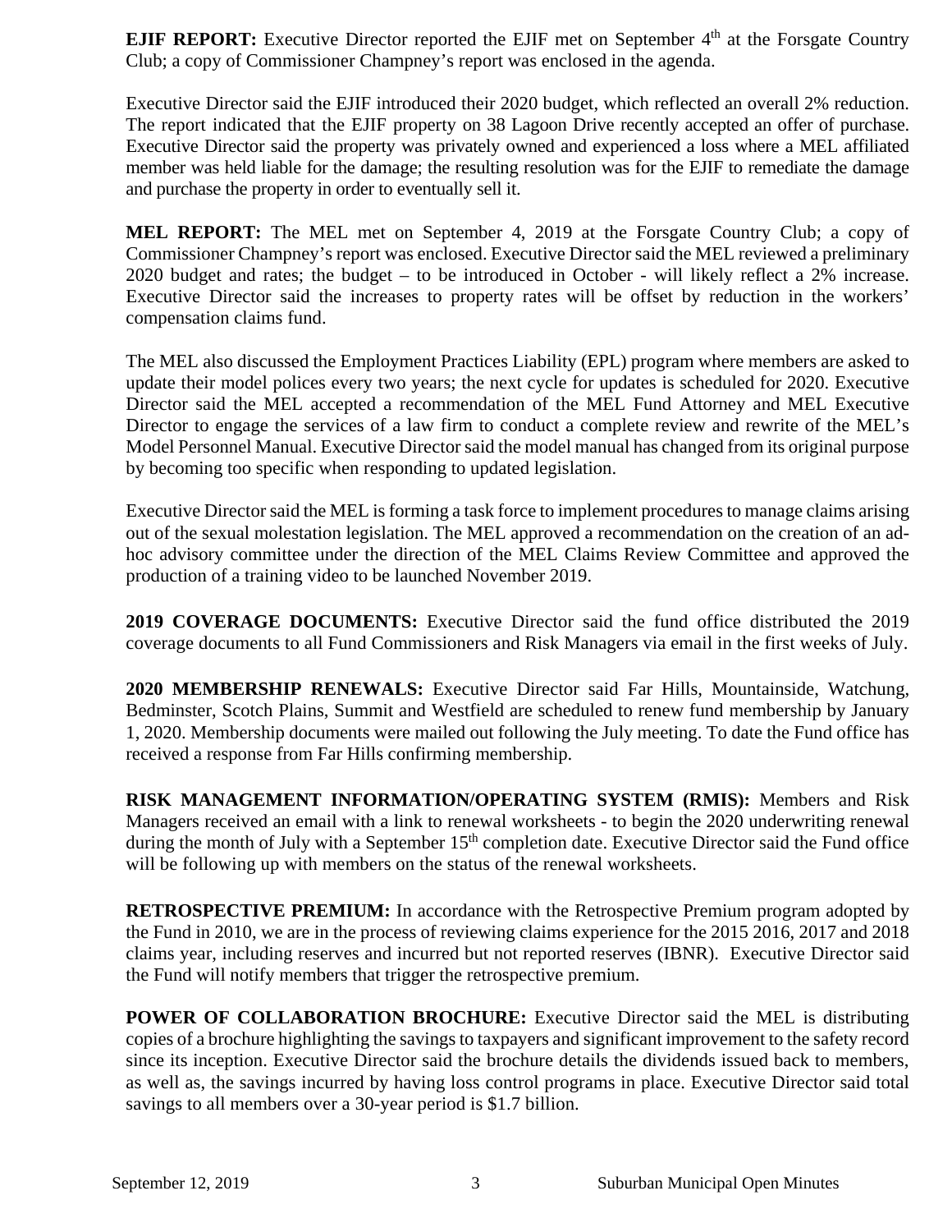**EJIF REPORT:** Executive Director reported the EJIF met on September 4th at the Forsgate Country Club; a copy of Commissioner Champney's report was enclosed in the agenda.

Executive Director said the EJIF introduced their 2020 budget, which reflected an overall 2% reduction. The report indicated that the EJIF property on 38 Lagoon Drive recently accepted an offer of purchase. Executive Director said the property was privately owned and experienced a loss where a MEL affiliated member was held liable for the damage; the resulting resolution was for the EJIF to remediate the damage and purchase the property in order to eventually sell it.

**MEL REPORT:** The MEL met on September 4, 2019 at the Forsgate Country Club; a copy of Commissioner Champney's report was enclosed. Executive Director said the MEL reviewed a preliminary 2020 budget and rates; the budget – to be introduced in October - will likely reflect a 2% increase. Executive Director said the increases to property rates will be offset by reduction in the workers' compensation claims fund.

The MEL also discussed the Employment Practices Liability (EPL) program where members are asked to update their model polices every two years; the next cycle for updates is scheduled for 2020. Executive Director said the MEL accepted a recommendation of the MEL Fund Attorney and MEL Executive Director to engage the services of a law firm to conduct a complete review and rewrite of the MEL's Model Personnel Manual. Executive Director said the model manual has changed from its original purpose by becoming too specific when responding to updated legislation.

Executive Director said the MEL is forming a task force to implement procedures to manage claims arising out of the sexual molestation legislation. The MEL approved a recommendation on the creation of an ad-hoc advisory committee under the direction of the MEL Claims Review Committee and approved the production of a training video to be launched November 2019.

**2019 COVERAGE DOCUMENTS:** Executive Director said the fund office distributed the 2019 coverage documents to all Fund Commissioners and Risk Managers via email in the first weeks of July.

**2020 MEMBERSHIP RENEWALS:** Executive Director said Far Hills, Mountainside, Watchung, Bedminster, Scotch Plains, Summit and Westfield are scheduled to renew fund membership by January 1, 2020. Membership documents were mailed out following the July meeting. To date the Fund office has received a response from Far Hills confirming membership.

**RISK MANAGEMENT INFORMATION/OPERATING SYSTEM (RMIS):** Members and Risk Managers received an email with a link to renewal worksheets - to begin the 2020 underwriting renewal during the month of July with a September 15th completion date. Executive Director said the Fund office will be following up with members on the status of the renewal worksheets.

**RETROSPECTIVE PREMIUM:** In accordance with the Retrospective Premium program adopted by the Fund in 2010, we are in the process of reviewing claims experience for the 2015 2016, 2017 and 2018 claims year, including reserves and incurred but not reported reserves (IBNR). Executive Director said the Fund will notify members that trigger the retrospective premium.

**POWER OF COLLABORATION BROCHURE:** Executive Director said the MEL is distributing copies of a brochure highlighting the savings to taxpayers and significant improvement to the safety record since its inception. Executive Director said the brochure details the dividends issued back to members, as well as, the savings incurred by having loss control programs in place. Executive Director said total savings to all members over a 30-year period is $1.7 billion.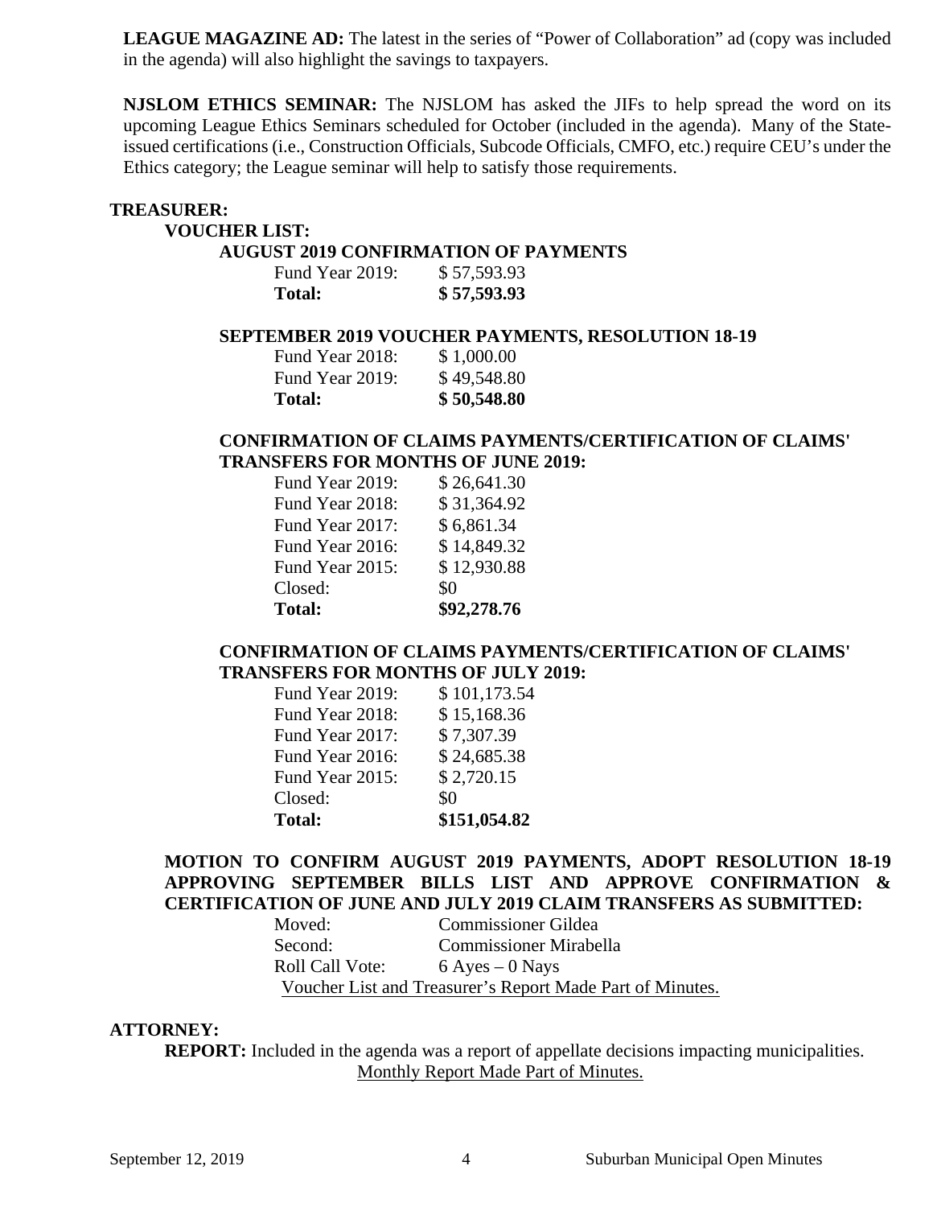**LEAGUE MAGAZINE AD:** The latest in the series of "Power of Collaboration" ad (copy was included in the agenda) will also highlight the savings to taxpayers.

**NJSLOM ETHICS SEMINAR:** The NJSLOM has asked the JIFs to help spread the word on its upcoming League Ethics Seminars scheduled for October (included in the agenda). Many of the State-issued certifications (i.e., Construction Officials, Subcode Officials, CMFO, etc.) require CEU's under the Ethics category; the League seminar will help to satisfy those requirements.

**TREASURER:**

**VOUCHER LIST:**

**AUGUST 2019 CONFIRMATION OF PAYMENTS**

| | |
|---|---|
| Fund Year 2019: | $ 57,593.93 |
| **Total:** | **$ 57,593.93** |

**SEPTEMBER 2019 VOUCHER PAYMENTS, RESOLUTION 18-19**

| | |
|---|---|
| Fund Year 2018: | $ 1,000.00 |
| Fund Year 2019: | $ 49,548.80 |
| **Total:** | **$ 50,548.80** |

**CONFIRMATION OF CLAIMS PAYMENTS/CERTIFICATION OF CLAIMS' TRANSFERS FOR MONTHS OF JUNE 2019:**

| | |
|---|---|
| Fund Year 2019: | $ 26,641.30 |
| Fund Year 2018: | $ 31,364.92 |
| Fund Year 2017: | $ 6,861.34 |
| Fund Year 2016: | $ 14,849.32 |
| Fund Year 2015: | $ 12,930.88 |
| Closed: | $0 |
| **Total:** | **$92,278.76** |

**CONFIRMATION OF CLAIMS PAYMENTS/CERTIFICATION OF CLAIMS' TRANSFERS FOR MONTHS OF JULY 2019:**

| | |
|---|---|
| Fund Year 2019: | $ 101,173.54 |
| Fund Year 2018: | $ 15,168.36 |
| Fund Year 2017: | $ 7,307.39 |
| Fund Year 2016: | $ 24,685.38 |
| Fund Year 2015: | $ 2,720.15 |
| Closed: | $0 |
| **Total:** | **$151,054.82** |

**MOTION TO CONFIRM AUGUST 2019 PAYMENTS, ADOPT RESOLUTION 18-19 APPROVING SEPTEMBER BILLS LIST AND APPROVE CONFIRMATION & CERTIFICATION OF JUNE AND JULY 2019 CLAIM TRANSFERS AS SUBMITTED:**

| | |
|---|---|
| Moved: | Commissioner Gildea |
| Second: | Commissioner Mirabella |
| Roll Call Vote: | 6 Ayes – 0 Nays |

Voucher List and Treasurer's Report Made Part of Minutes.

**ATTORNEY:**

**REPORT:** Included in the agenda was a report of appellate decisions impacting municipalities.

Monthly Report Made Part of Minutes.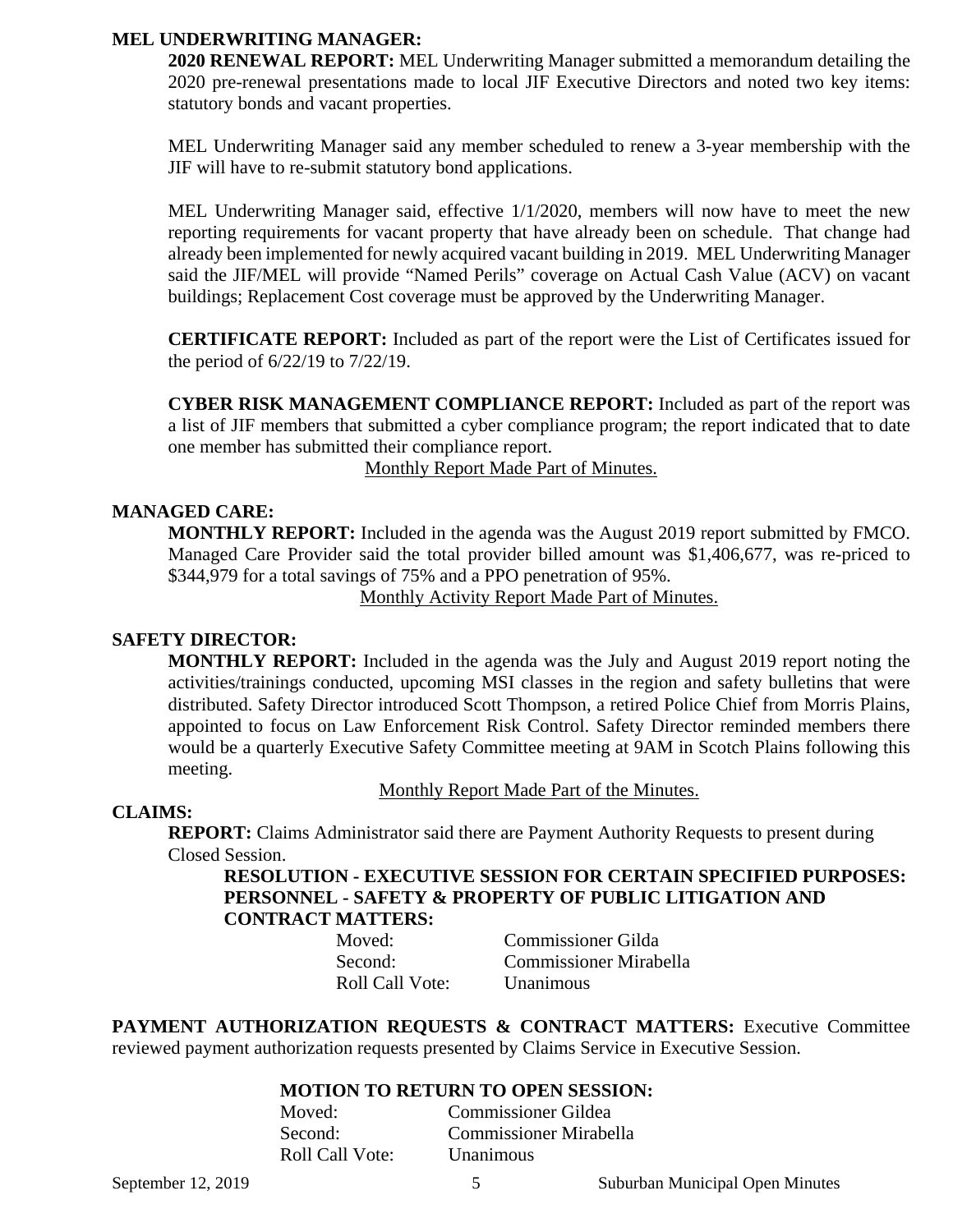**MEL UNDERWRITING MANAGER:**

**2020 RENEWAL REPORT:** MEL Underwriting Manager submitted a memorandum detailing the 2020 pre-renewal presentations made to local JIF Executive Directors and noted two key items: statutory bonds and vacant properties.

MEL Underwriting Manager said any member scheduled to renew a 3-year membership with the JIF will have to re-submit statutory bond applications.

MEL Underwriting Manager said, effective 1/1/2020, members will now have to meet the new reporting requirements for vacant property that have already been on schedule. That change had already been implemented for newly acquired vacant building in 2019. MEL Underwriting Manager said the JIF/MEL will provide "Named Perils" coverage on Actual Cash Value (ACV) on vacant buildings; Replacement Cost coverage must be approved by the Underwriting Manager.

**CERTIFICATE REPORT:** Included as part of the report were the List of Certificates issued for the period of 6/22/19 to 7/22/19.

**CYBER RISK MANAGEMENT COMPLIANCE REPORT:** Included as part of the report was a list of JIF members that submitted a cyber compliance program; the report indicated that to date one member has submitted their compliance report.

Monthly Report Made Part of Minutes.

**MANAGED CARE:**

**MONTHLY REPORT:** Included in the agenda was the August 2019 report submitted by FMCO. Managed Care Provider said the total provider billed amount was $1,406,677, was re-priced to $344,979 for a total savings of 75% and a PPO penetration of 95%.

Monthly Activity Report Made Part of Minutes.

**SAFETY DIRECTOR:**

**MONTHLY REPORT:** Included in the agenda was the July and August 2019 report noting the activities/trainings conducted, upcoming MSI classes in the region and safety bulletins that were distributed. Safety Director introduced Scott Thompson, a retired Police Chief from Morris Plains, appointed to focus on Law Enforcement Risk Control. Safety Director reminded members there would be a quarterly Executive Safety Committee meeting at 9AM in Scotch Plains following this meeting.

Monthly Report Made Part of the Minutes.

**CLAIMS:**

**REPORT:** Claims Administrator said there are Payment Authority Requests to present during Closed Session.

**RESOLUTION - EXECUTIVE SESSION FOR CERTAIN SPECIFIED PURPOSES: PERSONNEL - SAFETY & PROPERTY OF PUBLIC LITIGATION AND CONTRACT MATTERS:**

Moved: Commissioner Gilda
Second: Commissioner Mirabella
Roll Call Vote: Unanimous

**PAYMENT AUTHORIZATION REQUESTS & CONTRACT MATTERS:** Executive Committee reviewed payment authorization requests presented by Claims Service in Executive Session.

**MOTION TO RETURN TO OPEN SESSION:**

Moved: Commissioner Gildea
Second: Commissioner Mirabella
Roll Call Vote: Unanimous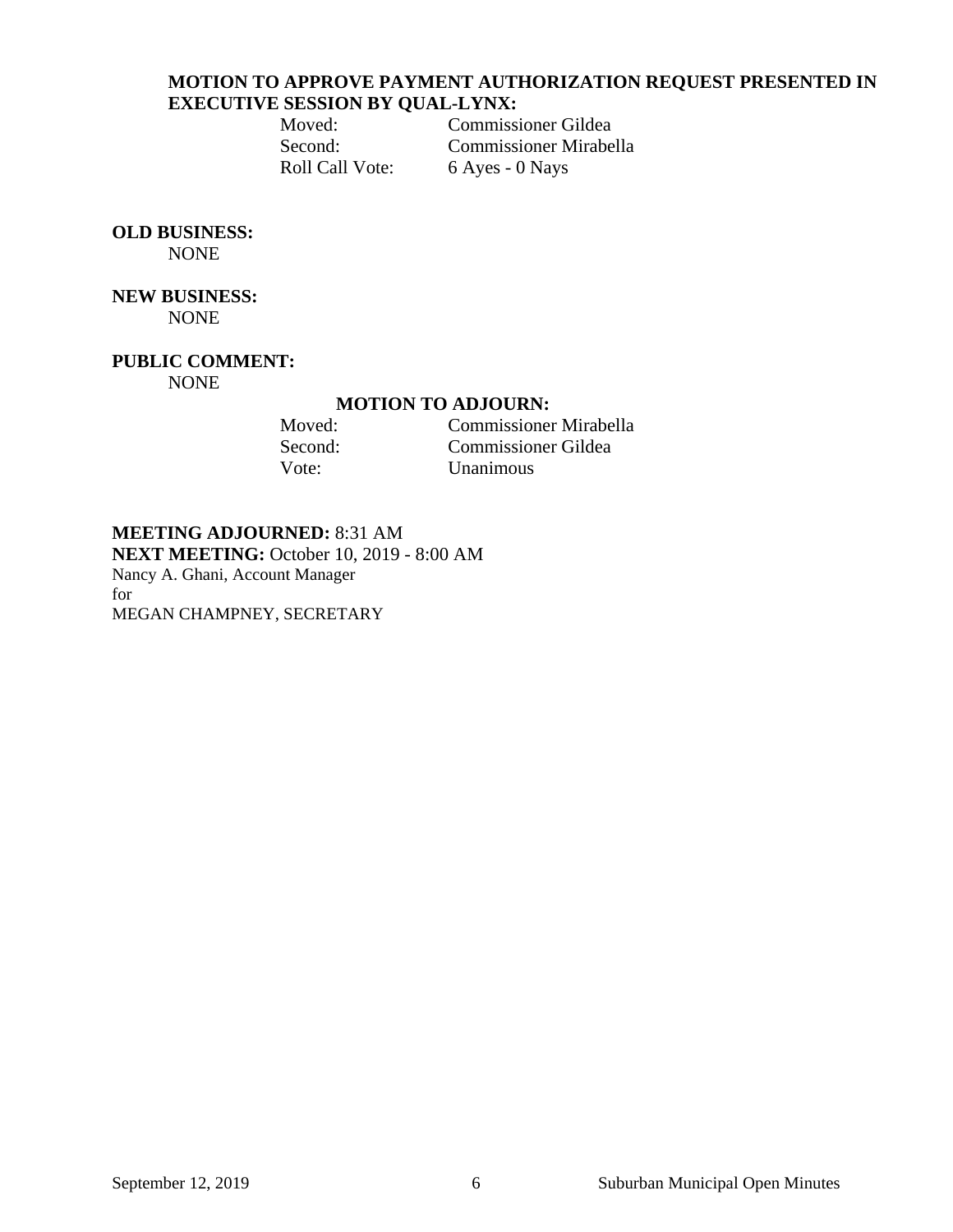**MOTION TO APPROVE PAYMENT AUTHORIZATION REQUEST PRESENTED IN EXECUTIVE SESSION BY QUAL-LYNX:**

| | |
|---|---|
| Moved: | Commissioner Gildea |
| Second: | Commissioner Mirabella |
| Roll Call Vote: | 6 Ayes - 0 Nays |

**OLD BUSINESS:**

NONE

**NEW BUSINESS:**

NONE

**PUBLIC COMMENT:**

NONE

**MOTION TO ADJOURN:**

| | |
|---|---|
| Moved: | Commissioner Mirabella |
| Second: | Commissioner Gildea |
| Vote: | Unanimous |

**MEETING ADJOURNED:** 8:31 AM

**NEXT MEETING:** October 10, 2019 - 8:00 AM

Nancy A. Ghani, Account Manager
for
MEGAN CHAMPNEY, SECRETARY